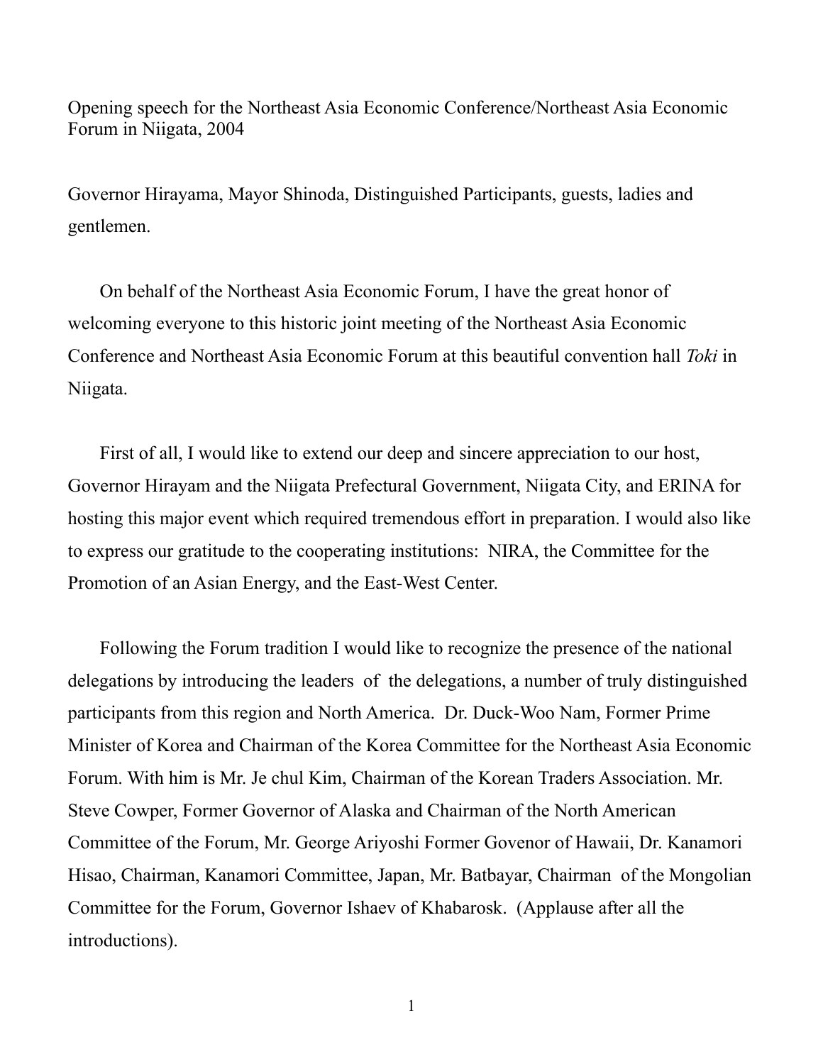Opening speech for the Northeast Asia Economic Conference/Northeast Asia Economic Forum in Niigata, 2004

Governor Hirayama, Mayor Shinoda, Distinguished Participants, guests, ladies and gentlemen.

On behalf of the Northeast Asia Economic Forum, I have the great honor of welcoming everyone to this historic joint meeting of the Northeast Asia Economic Conference and Northeast Asia Economic Forum at this beautiful convention hall *Toki* in Niigata.

First of all, I would like to extend our deep and sincere appreciation to our host, Governor Hirayam and the Niigata Prefectural Government, Niigata City, and ERINA for hosting this major event which required tremendous effort in preparation. I would also like to express our gratitude to the cooperating institutions: NIRA, the Committee for the Promotion of an Asian Energy, and the East-West Center.

Following the Forum tradition I would like to recognize the presence of the national delegations by introducing the leaders of the delegations, a number of truly distinguished participants from this region and North America. Dr. Duck-Woo Nam, Former Prime Minister of Korea and Chairman of the Korea Committee for the Northeast Asia Economic Forum. With him is Mr. Je chul Kim, Chairman of the Korean Traders Association. Mr. Steve Cowper, Former Governor of Alaska and Chairman of the North American Committee of the Forum, Mr. George Ariyoshi Former Govenor of Hawaii, Dr. Kanamori Hisao, Chairman, Kanamori Committee, Japan, Mr. Batbayar, Chairman of the Mongolian Committee for the Forum, Governor Ishaev of Khabarosk. (Applause after all the introductions).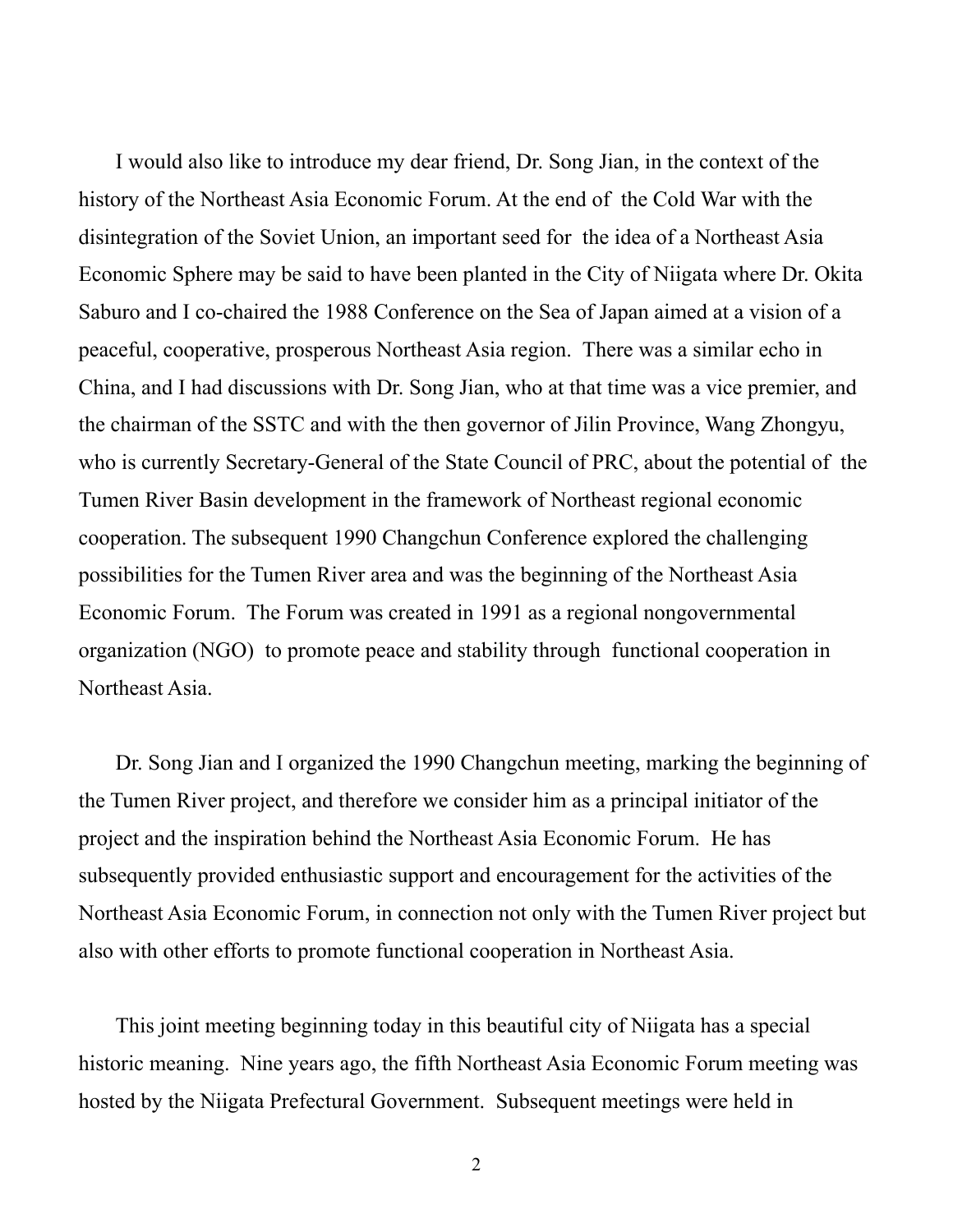I would also like to introduce my dear friend, Dr. Song Jian, in the context of the history of the Northeast Asia Economic Forum. At the end of the Cold War with the disintegration of the Soviet Union, an important seed for the idea of a Northeast Asia Economic Sphere may be said to have been planted in the City of Niigata where Dr. Okita Saburo and I co-chaired the 1988 Conference on the Sea of Japan aimed at a vision of a peaceful, cooperative, prosperous Northeast Asia region. There was a similar echo in China, and I had discussions with Dr. Song Jian, who at that time was a vice premier, and the chairman of the SSTC and with the then governor of Jilin Province, Wang Zhongyu, who is currently Secretary-General of the State Council of PRC, about the potential of the Tumen River Basin development in the framework of Northeast regional economic cooperation. The subsequent 1990 Changchun Conference explored the challenging possibilities for the Tumen River area and was the beginning of the Northeast Asia Economic Forum. The Forum was created in 1991 as a regional nongovernmental organization (NGO) to promote peace and stability through functional cooperation in Northeast Asia.

Dr. Song Jian and I organized the 1990 Changchun meeting, marking the beginning of the Tumen River project, and therefore we consider him as a principal initiator of the project and the inspiration behind the Northeast Asia Economic Forum. He has subsequently provided enthusiastic support and encouragement for the activities of the Northeast Asia Economic Forum, in connection not only with the Tumen River project but also with other efforts to promote functional cooperation in Northeast Asia.

This joint meeting beginning today in this beautiful city of Niigata has a special historic meaning. Nine years ago, the fifth Northeast Asia Economic Forum meeting was hosted by the Niigata Prefectural Government. Subsequent meetings were held in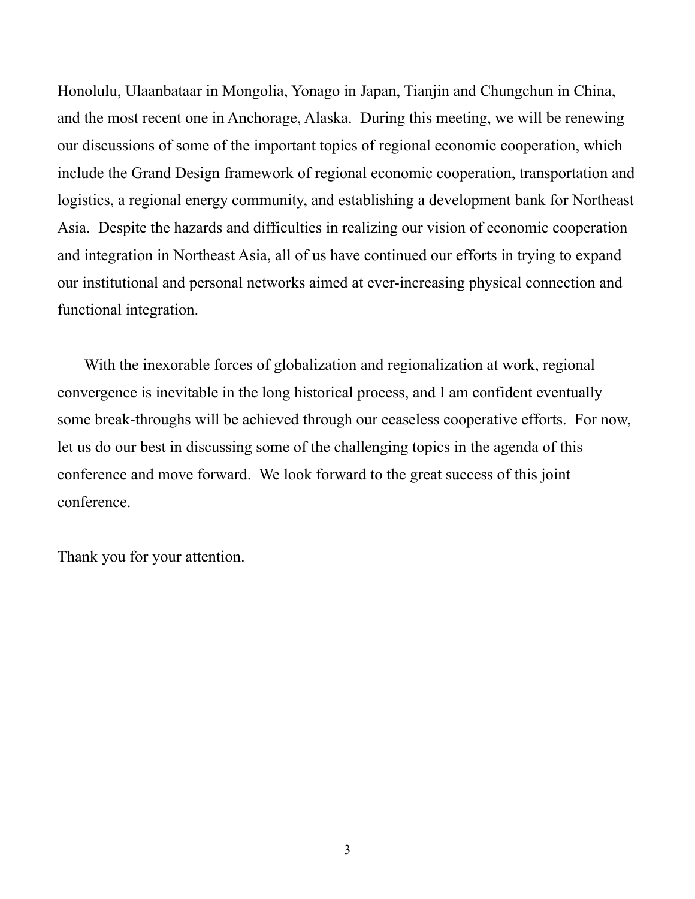Honolulu, Ulaanbataar in Mongolia, Yonago in Japan, Tianjin and Chungchun in China, and the most recent one in Anchorage, Alaska. During this meeting, we will be renewing our discussions of some of the important topics of regional economic cooperation, which include the Grand Design framework of regional economic cooperation, transportation and logistics, a regional energy community, and establishing a development bank for Northeast Asia. Despite the hazards and difficulties in realizing our vision of economic cooperation and integration in Northeast Asia, all of us have continued our efforts in trying to expand our institutional and personal networks aimed at ever-increasing physical connection and functional integration.

With the inexorable forces of globalization and regionalization at work, regional convergence is inevitable in the long historical process, and I am confident eventually some break-throughs will be achieved through our ceaseless cooperative efforts. For now, let us do our best in discussing some of the challenging topics in the agenda of this conference and move forward. We look forward to the great success of this joint conference.

Thank you for your attention.